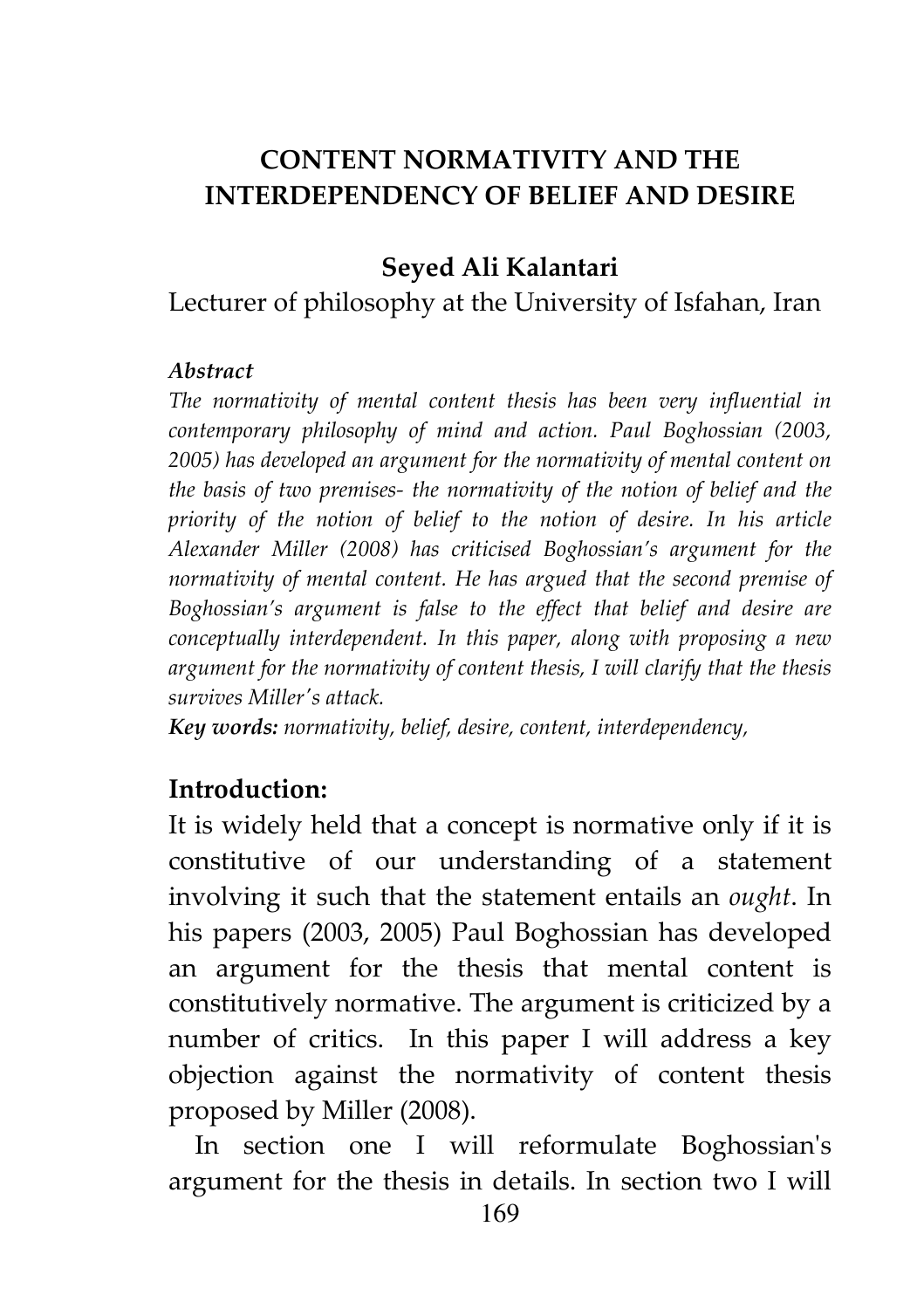# CONTENT NORMATIVITY AND THE INTERDEPENDENCY OF BELIEF AND DESIRE

**Seyed Ali Kalantari**

Lecturer of philosophy at the University of Isfahan, Iran

***Abstract***

*The normativity of mental content thesis has been very influential in contemporary philosophy of mind and action. Paul Boghossian (2003, 2005) has developed an argument for the normativity of mental content on the basis of two premises- the normativity of the notion of belief and the priority of the notion of belief to the notion of desire. In his article Alexander Miller (2008) has criticised Boghossian's argument for the normativity of mental content. He has argued that the second premise of Boghossian's argument is false to the effect that belief and desire are conceptually interdependent. In this paper, along with proposing a new argument for the normativity of content thesis, I will clarify that the thesis survives Miller's attack.*

***Key words:*** *normativity, belief, desire, content, interdependency,*

## Introduction:

It is widely held that a concept is normative only if it is constitutive of our understanding of a statement involving it such that the statement entails an *ought*. In his papers (2003, 2005) Paul Boghossian has developed an argument for the thesis that mental content is constitutively normative. The argument is criticized by a number of critics. In this paper I will address a key objection against the normativity of content thesis proposed by Miller (2008).

In section one I will reformulate Boghossian's argument for the thesis in details. In section two I will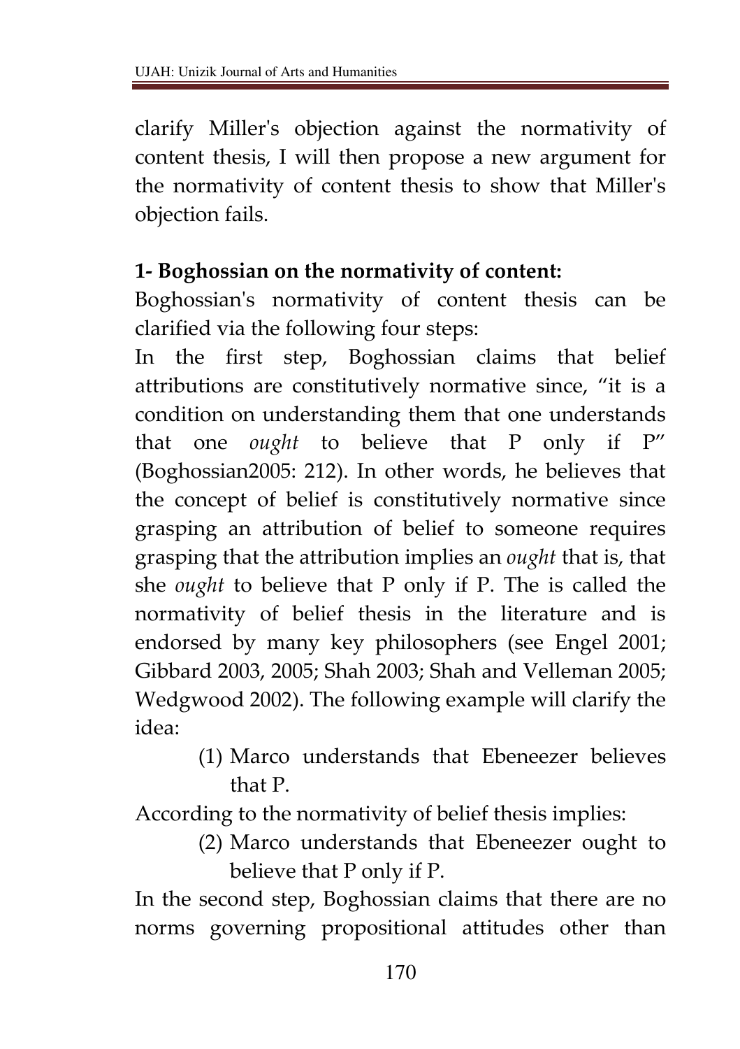clarify Miller's objection against the normativity of content thesis, I will then propose a new argument for the normativity of content thesis to show that Miller's objection fails.

**1- Boghossian on the normativity of content:**

Boghossian's normativity of content thesis can be clarified via the following four steps:

In the first step, Boghossian claims that belief attributions are constitutively normative since, "it is a condition on understanding them that one understands that one *ought* to believe that P only if P" (Boghossian2005: 212). In other words, he believes that the concept of belief is constitutively normative since grasping an attribution of belief to someone requires grasping that the attribution implies an *ought* that is, that she *ought* to believe that P only if P. The is called the normativity of belief thesis in the literature and is endorsed by many key philosophers (see Engel 2001; Gibbard 2003, 2005; Shah 2003; Shah and Velleman 2005; Wedgwood 2002). The following example will clarify the idea:

> (1) Marco understands that Ebeneezer believes that P.

According to the normativity of belief thesis implies:

> (2) Marco understands that Ebeneezer ought to believe that P only if P.

In the second step, Boghossian claims that there are no norms governing propositional attitudes other than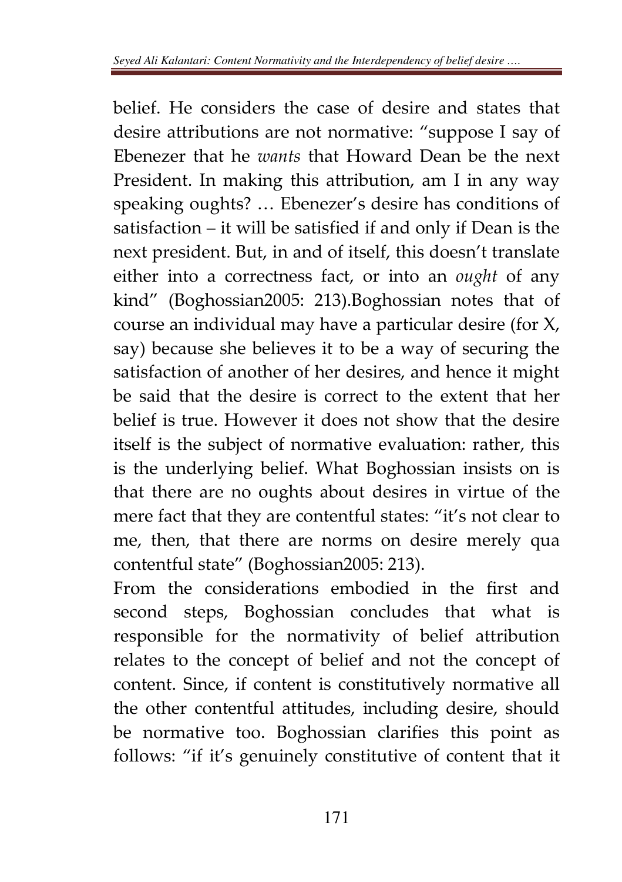belief. He considers the case of desire and states that desire attributions are not normative: "suppose I say of Ebenezer that he *wants* that Howard Dean be the next President. In making this attribution, am I in any way speaking oughts? … Ebenezer's desire has conditions of satisfaction – it will be satisfied if and only if Dean is the next president. But, in and of itself, this doesn't translate either into a correctness fact, or into an *ought* of any kind" (Boghossian2005: 213).Boghossian notes that of course an individual may have a particular desire (for X, say) because she believes it to be a way of securing the satisfaction of another of her desires, and hence it might be said that the desire is correct to the extent that her belief is true. However it does not show that the desire itself is the subject of normative evaluation: rather, this is the underlying belief. What Boghossian insists on is that there are no oughts about desires in virtue of the mere fact that they are contentful states: "it's not clear to me, then, that there are norms on desire merely qua contentful state" (Boghossian2005: 213).

From the considerations embodied in the first and second steps, Boghossian concludes that what is responsible for the normativity of belief attribution relates to the concept of belief and not the concept of content. Since, if content is constitutively normative all the other contentful attitudes, including desire, should be normative too. Boghossian clarifies this point as follows: "if it's genuinely constitutive of content that it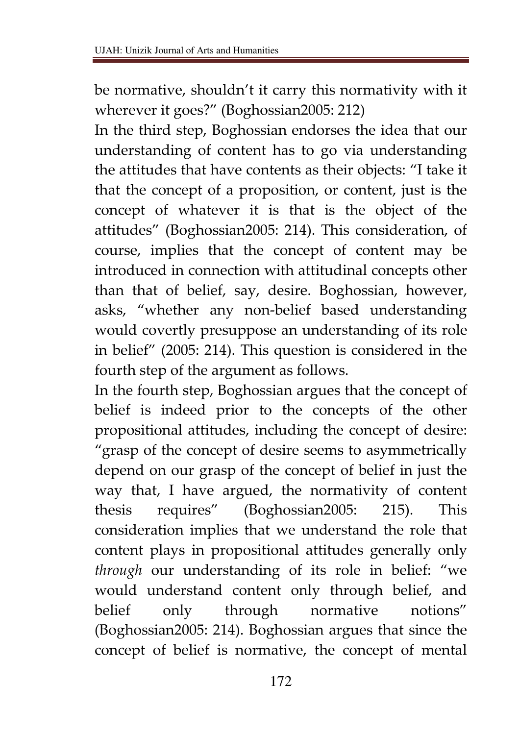be normative, shouldn't it carry this normativity with it wherever it goes?" (Boghossian2005: 212)

In the third step, Boghossian endorses the idea that our understanding of content has to go via understanding the attitudes that have contents as their objects: "I take it that the concept of a proposition, or content, just is the concept of whatever it is that is the object of the attitudes" (Boghossian2005: 214). This consideration, of course, implies that the concept of content may be introduced in connection with attitudinal concepts other than that of belief, say, desire. Boghossian, however, asks, "whether any non-belief based understanding would covertly presuppose an understanding of its role in belief" (2005: 214). This question is considered in the fourth step of the argument as follows.

In the fourth step, Boghossian argues that the concept of belief is indeed prior to the concepts of the other propositional attitudes, including the concept of desire: "grasp of the concept of desire seems to asymmetrically depend on our grasp of the concept of belief in just the way that, I have argued, the normativity of content thesis requires" (Boghossian2005: 215). This consideration implies that we understand the role that content plays in propositional attitudes generally only *through* our understanding of its role in belief: "we would understand content only through belief, and belief only through normative notions" (Boghossian2005: 214). Boghossian argues that since the concept of belief is normative, the concept of mental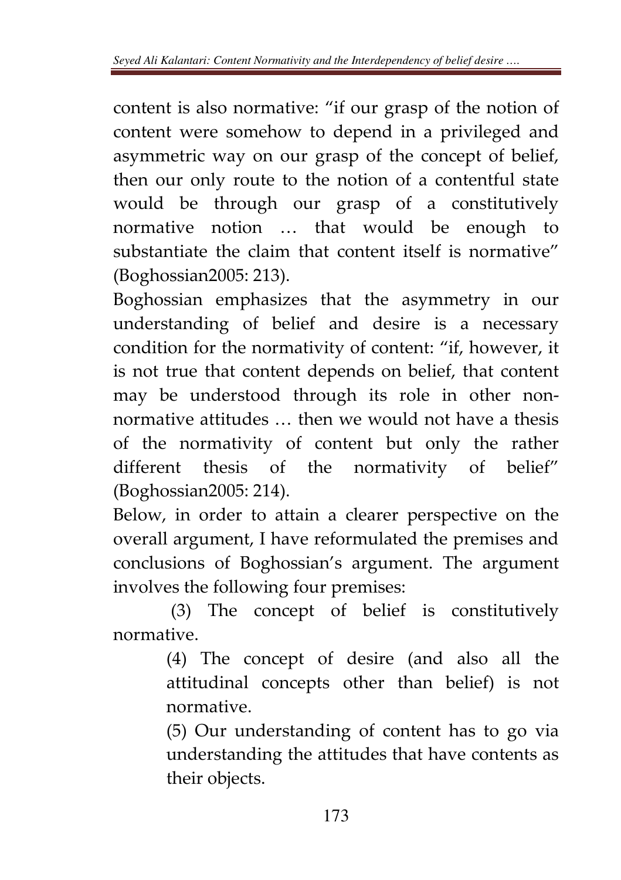content is also normative: "if our grasp of the notion of content were somehow to depend in a privileged and asymmetric way on our grasp of the concept of belief, then our only route to the notion of a contentful state would be through our grasp of a constitutively normative notion … that would be enough to substantiate the claim that content itself is normative" (Boghossian2005: 213).

Boghossian emphasizes that the asymmetry in our understanding of belief and desire is a necessary condition for the normativity of content: "if, however, it is not true that content depends on belief, that content may be understood through its role in other non-normative attitudes … then we would not have a thesis of the normativity of content but only the rather different thesis of the normativity of belief" (Boghossian2005: 214).

Below, in order to attain a clearer perspective on the overall argument, I have reformulated the premises and conclusions of Boghossian's argument. The argument involves the following four premises:

(3) The concept of belief is constitutively normative.

> (4) The concept of desire (and also all the attitudinal concepts other than belief) is not normative.
>
> (5) Our understanding of content has to go via understanding the attitudes that have contents as their objects.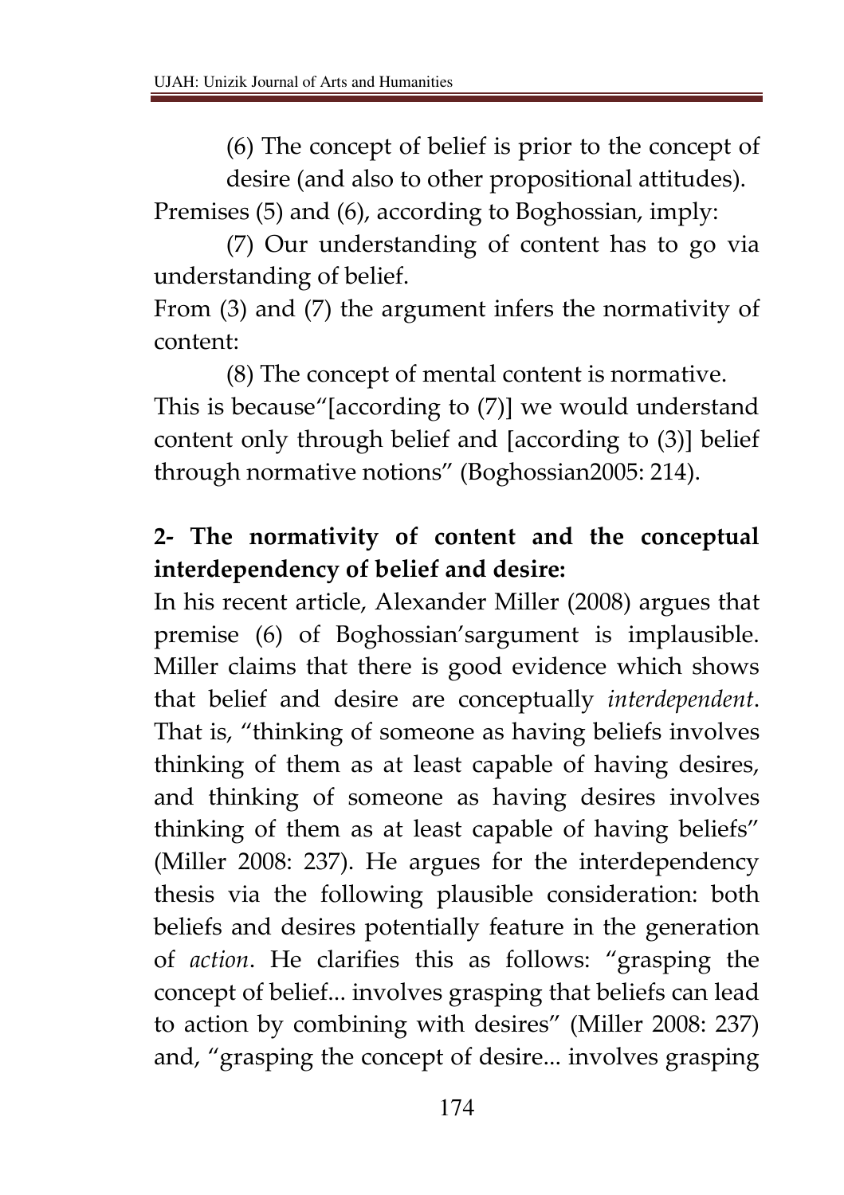(6) The concept of belief is prior to the concept of desire (and also to other propositional attitudes).

Premises (5) and (6), according to Boghossian, imply:

(7) Our understanding of content has to go via understanding of belief.

From (3) and (7) the argument infers the normativity of content:

(8) The concept of mental content is normative.

This is because"[according to (7)] we would understand content only through belief and [according to (3)] belief through normative notions" (Boghossian2005: 214).

**2- The normativity of content and the conceptual interdependency of belief and desire:**

In his recent article, Alexander Miller (2008) argues that premise (6) of Boghossian'sargument is implausible. Miller claims that there is good evidence which shows that belief and desire are conceptually *interdependent*. That is, "thinking of someone as having beliefs involves thinking of them as at least capable of having desires, and thinking of someone as having desires involves thinking of them as at least capable of having beliefs" (Miller 2008: 237). He argues for the interdependency thesis via the following plausible consideration: both beliefs and desires potentially feature in the generation of *action*. He clarifies this as follows: "grasping the concept of belief... involves grasping that beliefs can lead to action by combining with desires" (Miller 2008: 237) and, "grasping the concept of desire... involves grasping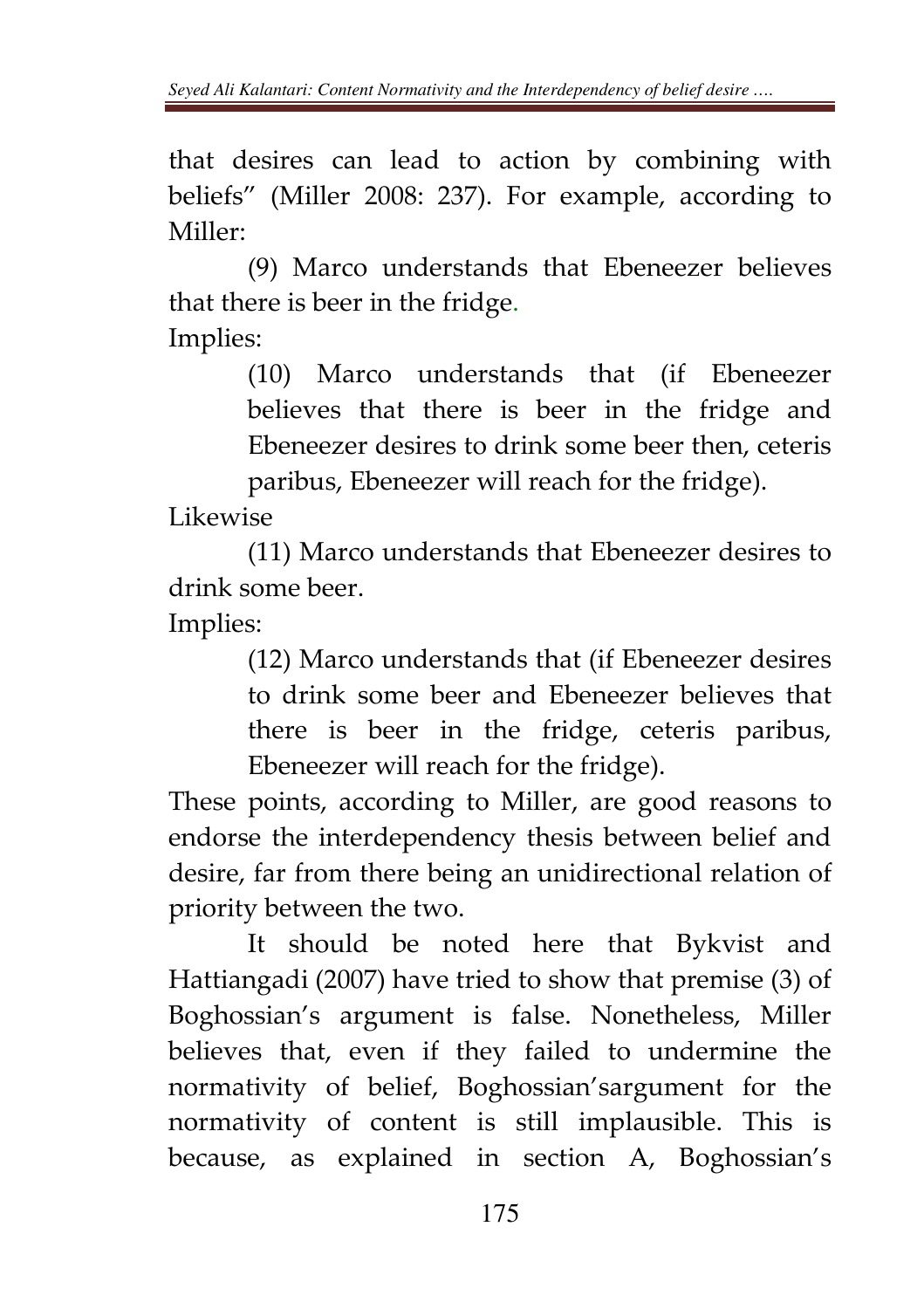that desires can lead to action by combining with beliefs" (Miller 2008: 237). For example, according to Miller:

(9) Marco understands that Ebeneezer believes that there is beer in the fridge.

Implies:

> (10) Marco understands that (if Ebeneezer believes that there is beer in the fridge and Ebeneezer desires to drink some beer then, ceteris paribus, Ebeneezer will reach for the fridge).

Likewise

(11) Marco understands that Ebeneezer desires to drink some beer.

Implies:

> (12) Marco understands that (if Ebeneezer desires to drink some beer and Ebeneezer believes that there is beer in the fridge, ceteris paribus, Ebeneezer will reach for the fridge).

These points, according to Miller, are good reasons to endorse the interdependency thesis between belief and desire, far from there being an unidirectional relation of priority between the two.

It should be noted here that Bykvist and Hattiangadi (2007) have tried to show that premise (3) of Boghossian's argument is false. Nonetheless, Miller believes that, even if they failed to undermine the normativity of belief, Boghossian'sargument for the normativity of content is still implausible. This is because, as explained in section A, Boghossian's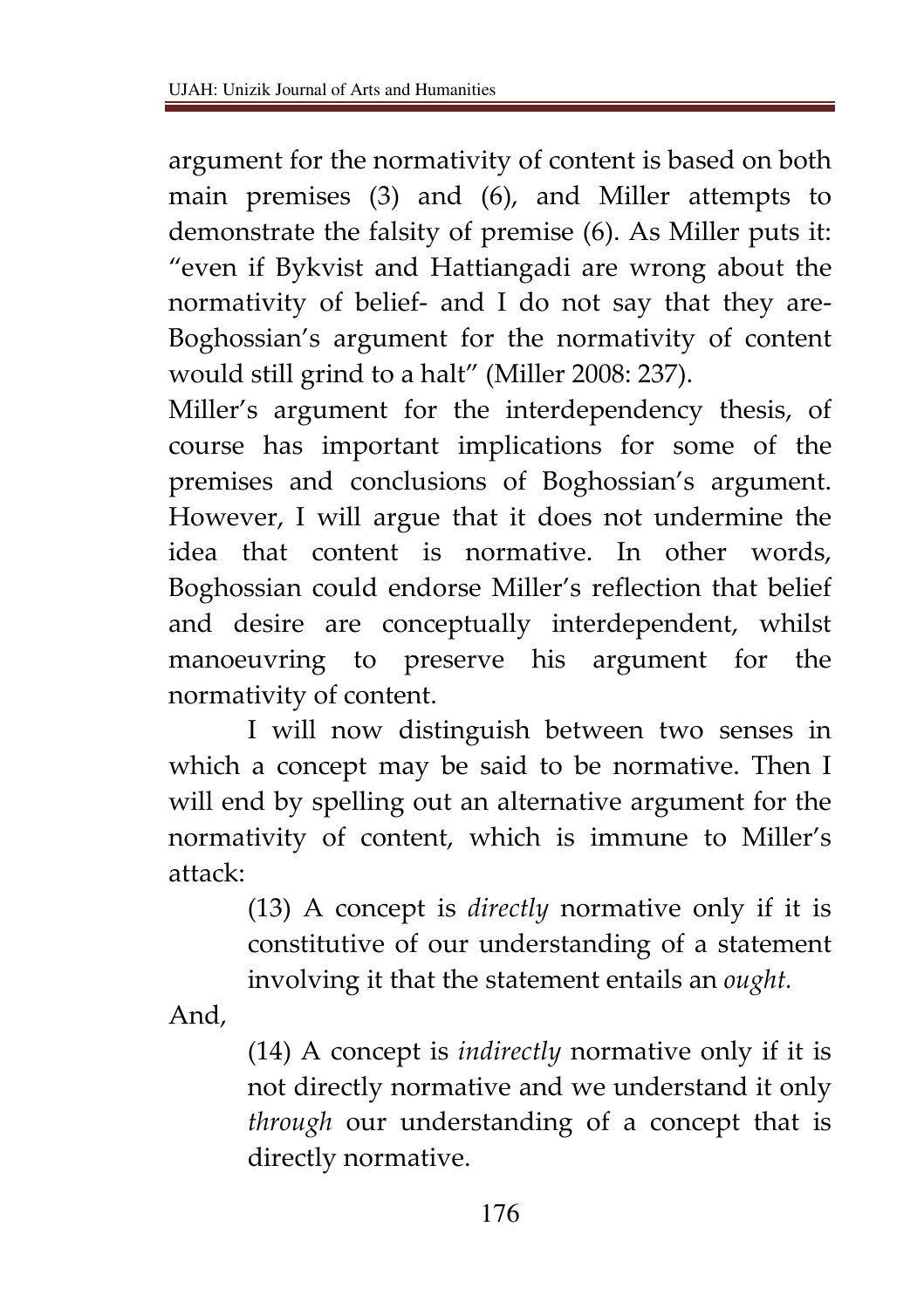argument for the normativity of content is based on both main premises (3) and (6), and Miller attempts to demonstrate the falsity of premise (6). As Miller puts it: "even if Bykvist and Hattiangadi are wrong about the normativity of belief- and I do not say that they are- Boghossian's argument for the normativity of content would still grind to a halt" (Miller 2008: 237).

Miller's argument for the interdependency thesis, of course has important implications for some of the premises and conclusions of Boghossian's argument. However, I will argue that it does not undermine the idea that content is normative. In other words, Boghossian could endorse Miller's reflection that belief and desire are conceptually interdependent, whilst manoeuvring to preserve his argument for the normativity of content.

I will now distinguish between two senses in which a concept may be said to be normative. Then I will end by spelling out an alternative argument for the normativity of content, which is immune to Miller's attack:

> (13) A concept is *directly* normative only if it is constitutive of our understanding of a statement involving it that the statement entails an *ought.*

And,

> (14) A concept is *indirectly* normative only if it is not directly normative and we understand it only *through* our understanding of a concept that is directly normative.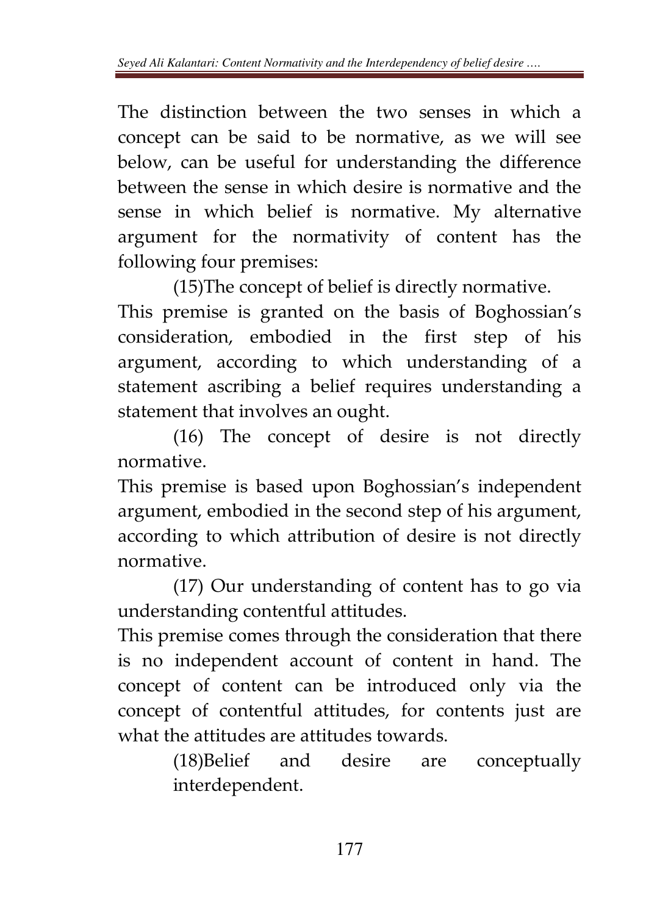The distinction between the two senses in which a concept can be said to be normative, as we will see below, can be useful for understanding the difference between the sense in which desire is normative and the sense in which belief is normative. My alternative argument for the normativity of content has the following four premises:

(15)The concept of belief is directly normative.

This premise is granted on the basis of Boghossian's consideration, embodied in the first step of his argument, according to which understanding of a statement ascribing a belief requires understanding a statement that involves an ought.

(16) The concept of desire is not directly normative.

This premise is based upon Boghossian's independent argument, embodied in the second step of his argument, according to which attribution of desire is not directly normative.

(17) Our understanding of content has to go via understanding contentful attitudes.

This premise comes through the consideration that there is no independent account of content in hand. The concept of content can be introduced only via the concept of contentful attitudes, for contents just are what the attitudes are attitudes towards.

> (18)Belief and desire are conceptually interdependent.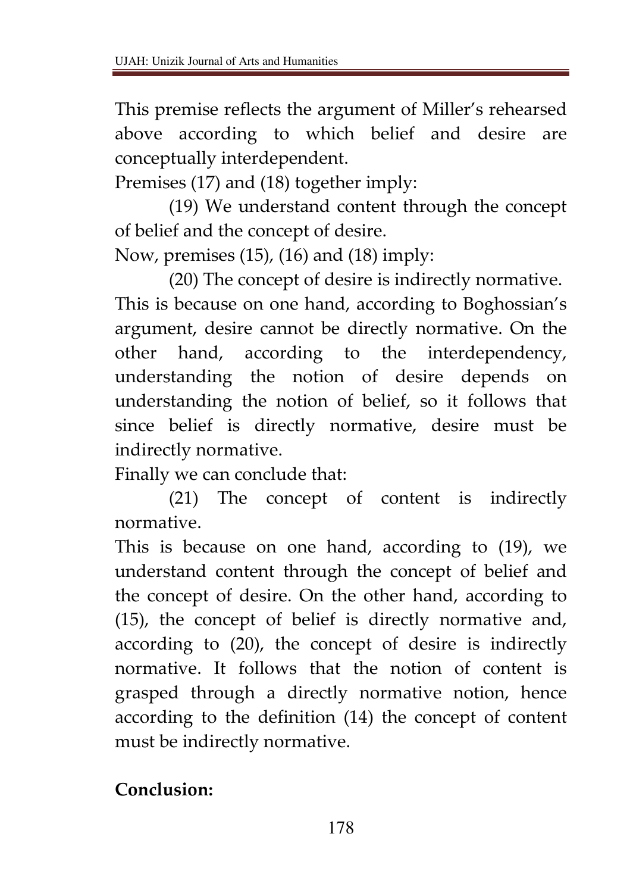This premise reflects the argument of Miller's rehearsed above according to which belief and desire are conceptually interdependent.

Premises (17) and (18) together imply:

(19) We understand content through the concept of belief and the concept of desire.

Now, premises (15), (16) and (18) imply:

(20) The concept of desire is indirectly normative.

This is because on one hand, according to Boghossian's argument, desire cannot be directly normative. On the other hand, according to the interdependency, understanding the notion of desire depends on understanding the notion of belief, so it follows that since belief is directly normative, desire must be indirectly normative.

Finally we can conclude that:

(21) The concept of content is indirectly normative.

This is because on one hand, according to (19), we understand content through the concept of belief and the concept of desire. On the other hand, according to (15), the concept of belief is directly normative and, according to (20), the concept of desire is indirectly normative. It follows that the notion of content is grasped through a directly normative notion, hence according to the definition (14) the concept of content must be indirectly normative.

**Conclusion:**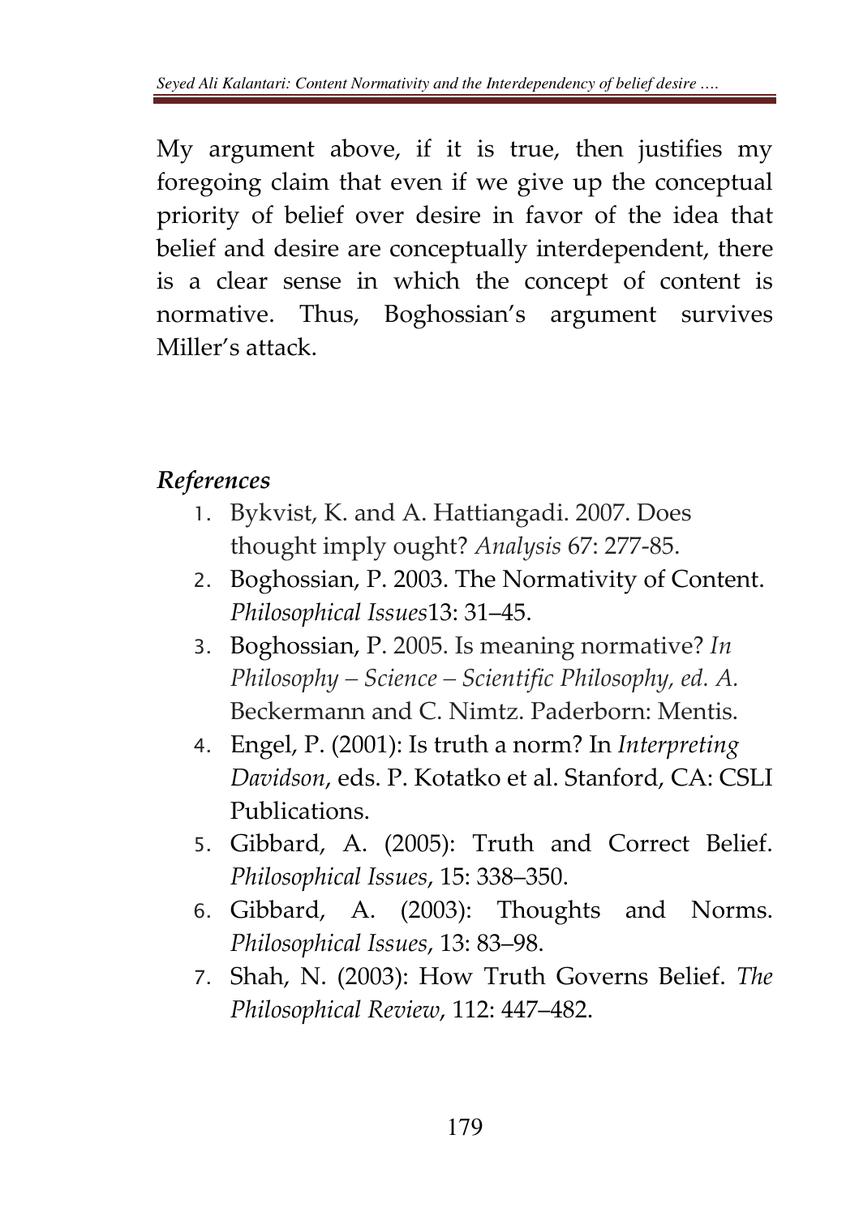My argument above, if it is true, then justifies my foregoing claim that even if we give up the conceptual priority of belief over desire in favor of the idea that belief and desire are conceptually interdependent, there is a clear sense in which the concept of content is normative. Thus, Boghossian's argument survives Miller's attack.

### *References*

1. Bykvist, K. and A. Hattiangadi. 2007. Does thought imply ought? *Analysis* 67: 277-85.
2. Boghossian, P. 2003. The Normativity of Content. *Philosophical Issues*13: 31–45.
3. Boghossian, P. 2005. Is meaning normative? *In Philosophy – Science – Scientific Philosophy, ed. A.* Beckermann and C. Nimtz. Paderborn: Mentis.
4. Engel, P. (2001): Is truth a norm? In *Interpreting Davidson*, eds. P. Kotatko et al. Stanford, CA: CSLI Publications.
5. Gibbard, A. (2005): Truth and Correct Belief. *Philosophical Issues*, 15: 338–350.
6. Gibbard, A. (2003): Thoughts and Norms. *Philosophical Issues*, 13: 83–98.
7. Shah, N. (2003): How Truth Governs Belief. *The Philosophical Review*, 112: 447–482.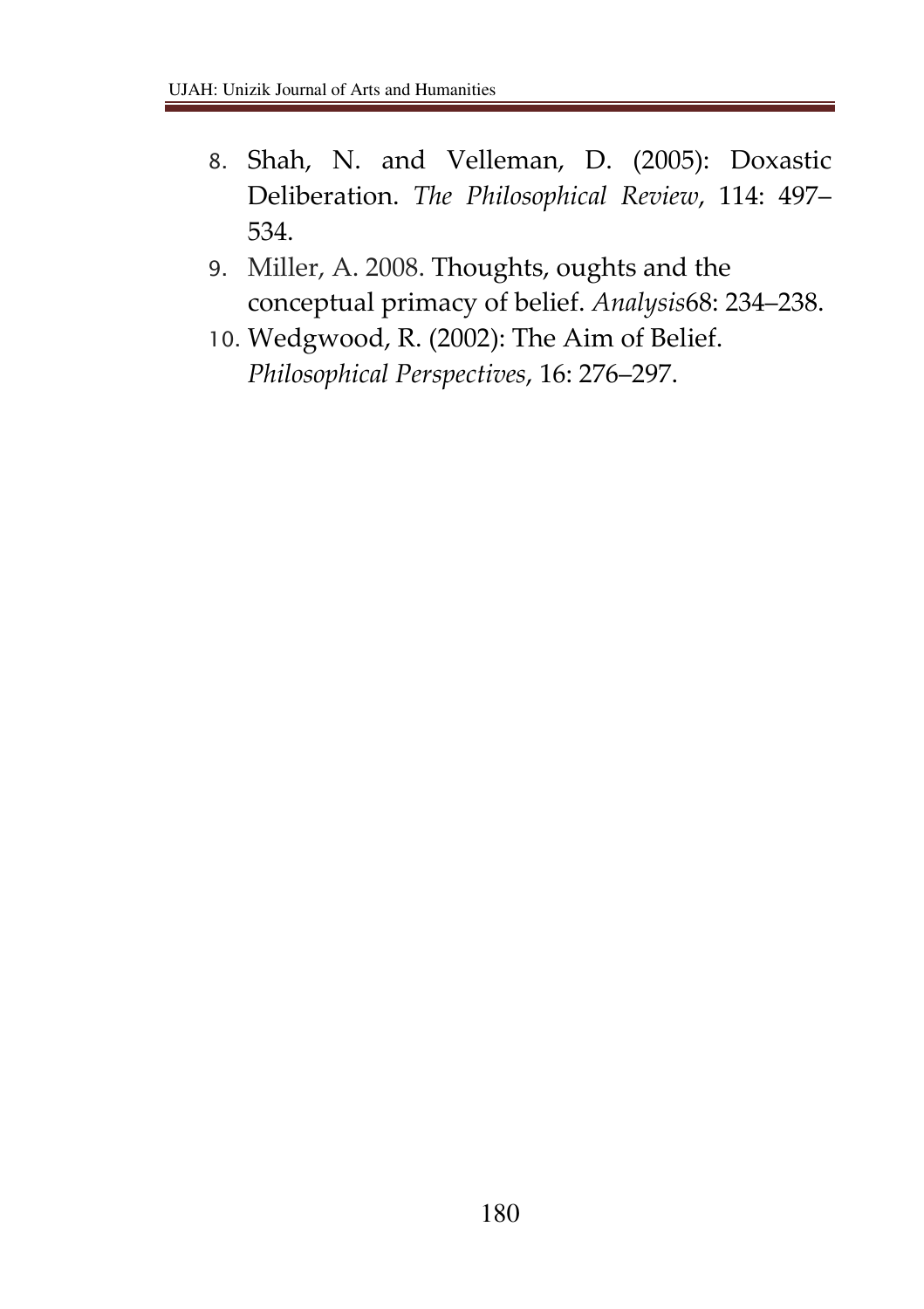8. Shah, N. and Velleman, D. (2005): Doxastic Deliberation. *The Philosophical Review*, 114: 497–534.
9. Miller, A. 2008. Thoughts, oughts and the conceptual primacy of belief. *Analysis*68: 234–238.
10. Wedgwood, R. (2002): The Aim of Belief. *Philosophical Perspectives*, 16: 276–297.